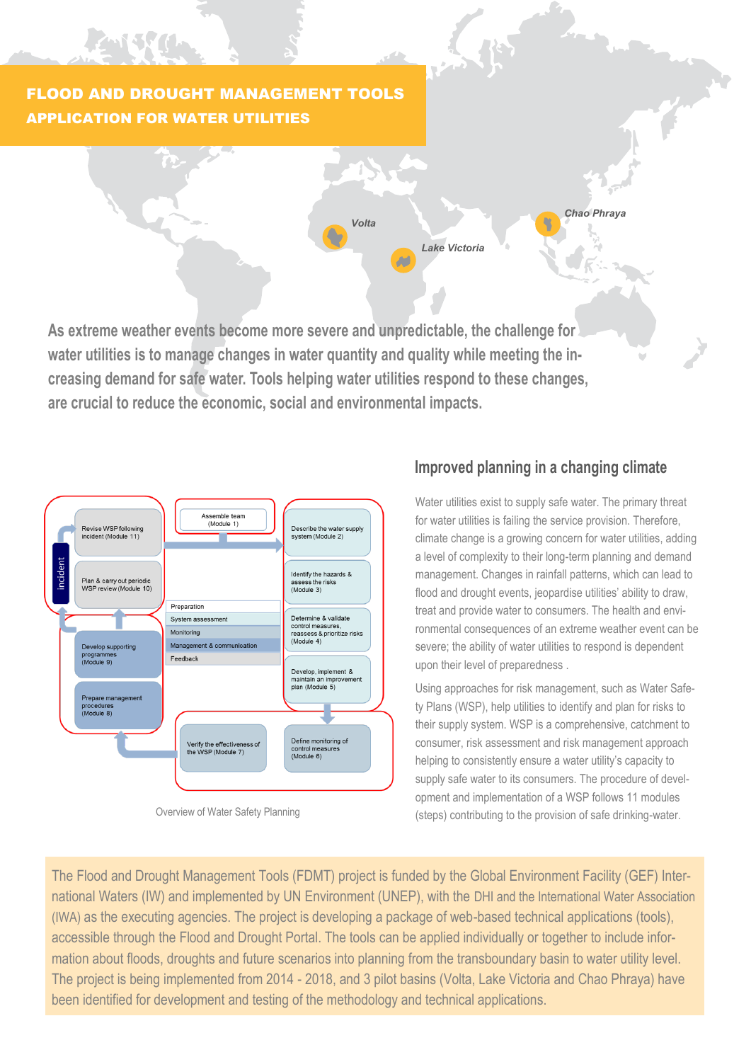# FLOOD AND DROUGHT MANAGEMENT TOOLS
## APPLICATION FOR WATER UTILITIES

Volta

Lake Victoria

Chao Phraya

**As extreme weather events become more severe and unpredictable, the challenge for water utilities is to manage changes in water quantity and quality while meeting the increasing demand for safe water. Tools helping water utilities respond to these changes, are crucial to reduce the economic, social and environmental impacts.**

incident

Revise WSP following incident (Module 11)

Plan & carry out periodic WSP review (Module 10)

Develop supporting programmes (Module 9)

Prepare management procedures (Module 8)

Assemble team (Module 1)

Preparation

System assessment

Monitoring

Management & communication

Feedback

Describe the water supply system (Module 2)

Identify the hazards & assess the risks (Module 3)

Determine & validate control measures, reassess & prioritize risks (Module 4)

Develop, implement & maintain an improvement plan (Module 5)

Define monitoring of control measures (Module 6)

Verify the effectiveness of the WSP (Module 7)

Overview of Water Safety Planning

## Improved planning in a changing climate

Water utilities exist to supply safe water. The primary threat for water utilities is failing the service provision. Therefore, climate change is a growing concern for water utilities, adding a level of complexity to their long-term planning and demand management. Changes in rainfall patterns, which can lead to flood and drought events, jeopardise utilities' ability to draw, treat and provide water to consumers. The health and environmental consequences of an extreme weather event can be severe; the ability of water utilities to respond is dependent upon their level of preparedness .

Using approaches for risk management, such as Water Safety Plans (WSP), help utilities to identify and plan for risks to their supply system. WSP is a comprehensive, catchment to consumer, risk assessment and risk management approach helping to consistently ensure a water utility's capacity to supply safe water to its consumers. The procedure of development and implementation of a WSP follows 11 modules (steps) contributing to the provision of safe drinking-water.

The Flood and Drought Management Tools (FDMT) project is funded by the Global Environment Facility (GEF) International Waters (IW) and implemented by UN Environment (UNEP), with the DHI and the International Water Association (IWA) as the executing agencies. The project is developing a package of web-based technical applications (tools), accessible through the Flood and Drought Portal. The tools can be applied individually or together to include information about floods, droughts and future scenarios into planning from the transboundary basin to water utility level. The project is being implemented from 2014 - 2018, and 3 pilot basins (Volta, Lake Victoria and Chao Phraya) have been identified for development and testing of the methodology and technical applications.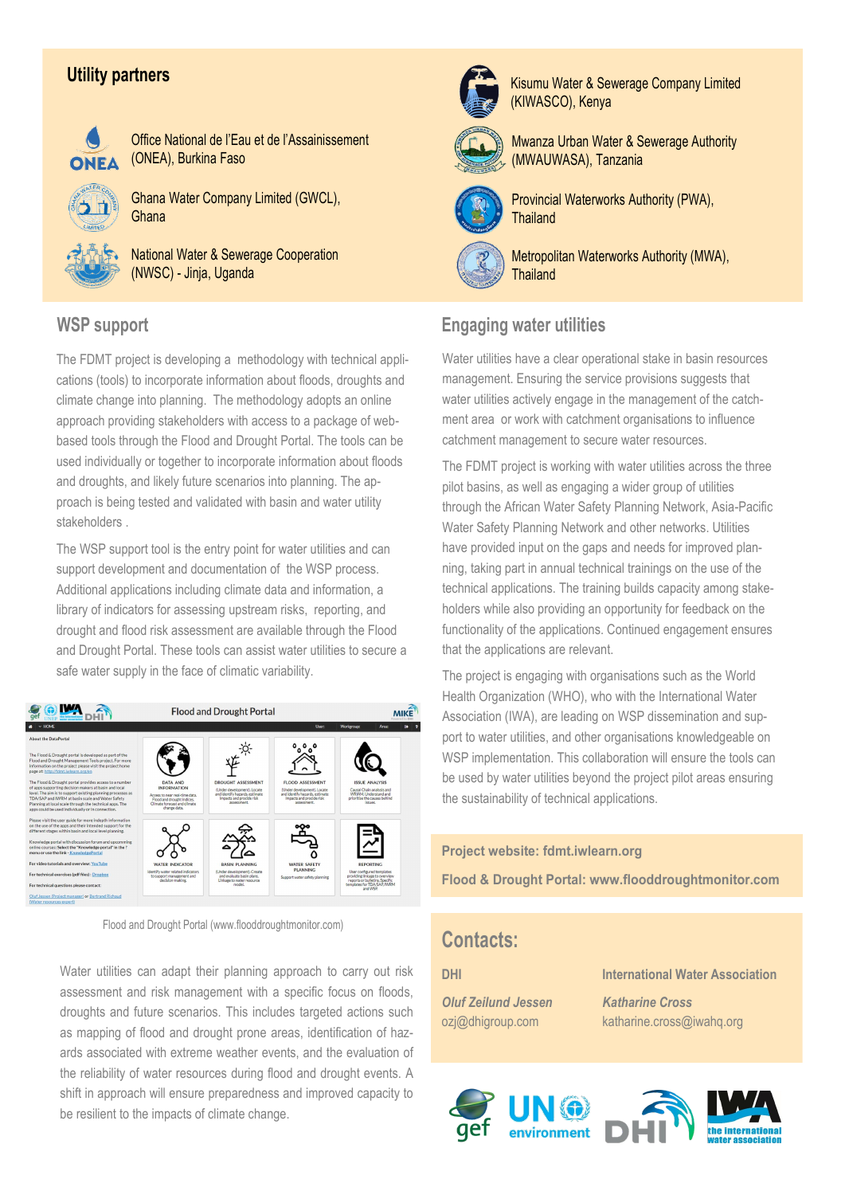## Utility partners

Office National de l'Eau et de l'Assainissement (ONEA), Burkina Faso

Ghana Water Company Limited (GWCL), Ghana

National Water & Sewerage Cooperation (NWSC) - Jinja, Uganda

Kisumu Water & Sewerage Company Limited (KIWASCO), Kenya

Mwanza Urban Water & Sewerage Authority (MWAUWASA), Tanzania

Provincial Waterworks Authority (PWA), Thailand

Metropolitan Waterworks Authority (MWA), Thailand

## WSP support

The FDMT project is developing a methodology with technical applications (tools) to incorporate information about floods, droughts and climate change into planning. The methodology adopts an online approach providing stakeholders with access to a package of web-based tools through the Flood and Drought Portal. The tools can be used individually or together to incorporate information about floods and droughts, and likely future scenarios into planning. The approach is being tested and validated with basin and water utility stakeholders .

The WSP support tool is the entry point for water utilities and can support development and documentation of the WSP process. Additional applications including climate data and information, a library of indicators for assessing upstream risks, reporting, and drought and flood risk assessment are available through the Flood and Drought Portal. These tools can assist water utilities to secure a safe water supply in the face of climatic variability.

Flood and Drought Portal (www.flooddroughtmonitor.com)

Water utilities can adapt their planning approach to carry out risk assessment and risk management with a specific focus on floods, droughts and future scenarios. This includes targeted actions such as mapping of flood and drought prone areas, identification of hazards associated with extreme weather events, and the evaluation of the reliability of water resources during flood and drought events. A shift in approach will ensure preparedness and improved capacity to be resilient to the impacts of climate change.

## Engaging water utilities

Water utilities have a clear operational stake in basin resources management. Ensuring the service provisions suggests that water utilities actively engage in the management of the catchment area or work with catchment organisations to influence catchment management to secure water resources.

The FDMT project is working with water utilities across the three pilot basins, as well as engaging a wider group of utilities through the African Water Safety Planning Network, Asia-Pacific Water Safety Planning Network and other networks. Utilities have provided input on the gaps and needs for improved planning, taking part in annual technical trainings on the use of the technical applications. The training builds capacity among stakeholders while also providing an opportunity for feedback on the functionality of the applications. Continued engagement ensures that the applications are relevant.

The project is engaging with organisations such as the World Health Organization (WHO), who with the International Water Association (IWA), are leading on WSP dissemination and support to water utilities, and other organisations knowledgeable on WSP implementation. This collaboration will ensure the tools can be used by water utilities beyond the project pilot areas ensuring the sustainability of technical applications.

**Project website: fdmt.iwlearn.org**

**Flood & Drought Portal: www.flooddroughtmonitor.com**

## Contacts:

**DHI**

***Oluf Zeilund Jessen***
ozj@dhigroup.com

**International Water Association**

***Katharine Cross***
katharine.cross@iwahq.org